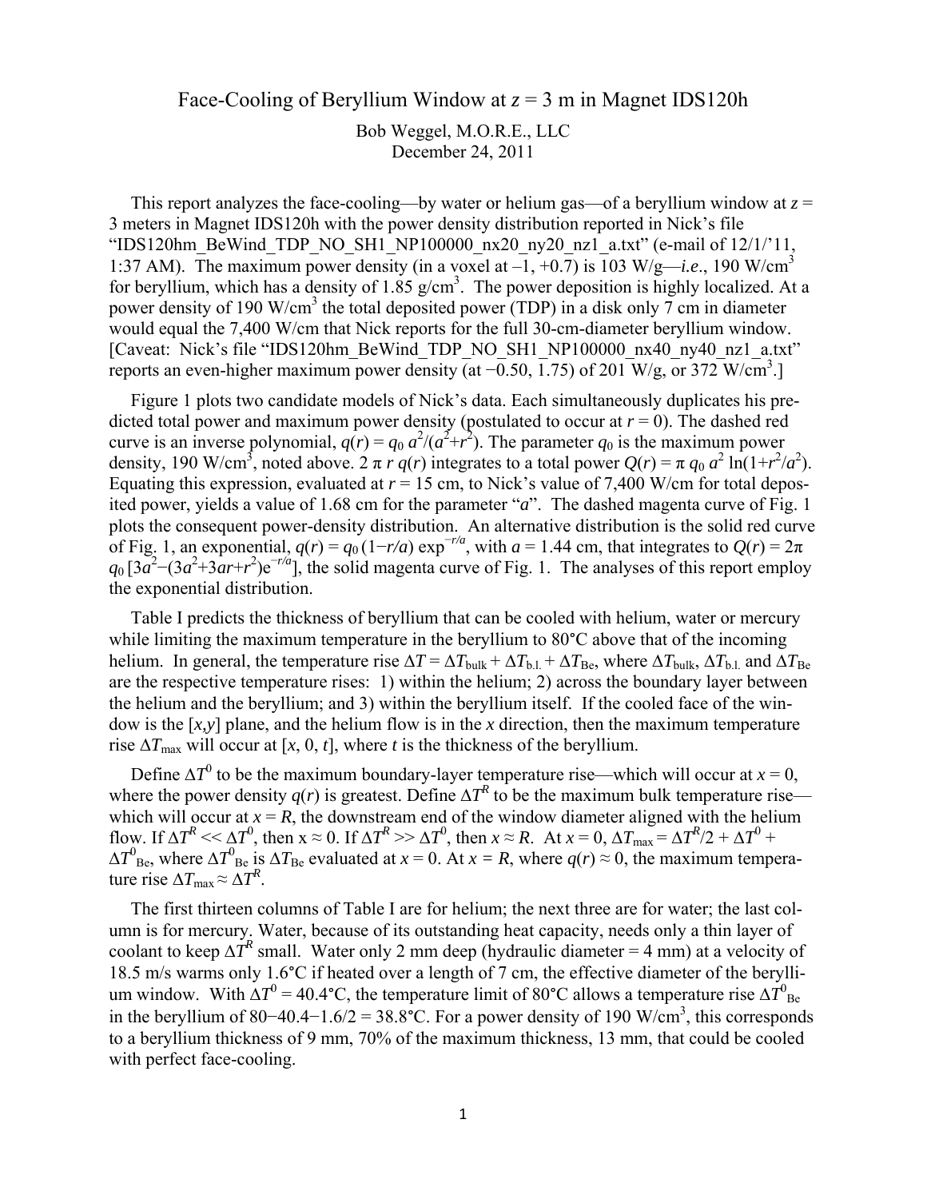# Face-Cooling of Beryllium Window at $z$ = 3 m in Magnet IDS120h

Bob Weggel, M.O.R.E., LLC
December 24, 2011

This report analyzes the face-cooling—by water or helium gas—of a beryllium window at $z$ = 3 meters in Magnet IDS120h with the power density distribution reported in Nick's file "IDS120hm_BeWind_TDP_NO_SH1_NP100000_nx20_ny20_nz1_a.txt" (e-mail of 12/1/'11, 1:37 AM). The maximum power density (in a voxel at –1, +0.7) is 103 W/g—*i.e.*, 190 W/cm$^3$ for beryllium, which has a density of 1.85 g/cm$^3$. The power deposition is highly localized. At a power density of 190 W/cm$^3$ the total deposited power (TDP) in a disk only 7 cm in diameter would equal the 7,400 W/cm that Nick reports for the full 30-cm-diameter beryllium window. [Caveat: Nick's file "IDS120hm_BeWind_TDP_NO_SH1_NP100000_nx40_ny40_nz1_a.txt" reports an even-higher maximum power density (at −0.50, 1.75) of 201 W/g, or 372 W/cm$^3$.]

Figure 1 plots two candidate models of Nick's data. Each simultaneously duplicates his predicted total power and maximum power density (postulated to occur at $r = 0$). The dashed red curve is an inverse polynomial, $q(r) = q_0\, a^2/(a^2+r^2)$. The parameter $q_0$ is the maximum power density, 190 W/cm$^3$, noted above. $2\pi r\, q(r)$ integrates to a total power $Q(r) = \pi\, q_0\, a^2 \ln(1+r^2/a^2)$. Equating this expression, evaluated at $r$ = 15 cm, to Nick's value of 7,400 W/cm for total deposited power, yields a value of 1.68 cm for the parameter "$a$". The dashed magenta curve of Fig. 1 plots the consequent power-density distribution. An alternative distribution is the solid red curve of Fig. 1, an exponential, $q(r) = q_0\,(1-r/a)\exp^{-r/a}$, with $a$ = 1.44 cm, that integrates to $Q(r) = 2\pi\, q_0\,[3a^2-(3a^2+3ar+r^2)e^{-r/a}]$, the solid magenta curve of Fig. 1. The analyses of this report employ the exponential distribution.

Table I predicts the thickness of beryllium that can be cooled with helium, water or mercury while limiting the maximum temperature in the beryllium to 80°C above that of the incoming helium. In general, the temperature rise $\Delta T = \Delta T_{\text{bulk}} + \Delta T_{\text{b.l.}} + \Delta T_{\text{Be}}$, where $\Delta T_{\text{bulk}}$, $\Delta T_{\text{b.l.}}$ and $\Delta T_{\text{Be}}$ are the respective temperature rises: 1) within the helium; 2) across the boundary layer between the helium and the beryllium; and 3) within the beryllium itself. If the cooled face of the window is the $[x,y]$ plane, and the helium flow is in the $x$ direction, then the maximum temperature rise $\Delta T_{\max}$ will occur at $[x, 0, t]$, where $t$ is the thickness of the beryllium.

Define $\Delta T^0$ to be the maximum boundary-layer temperature rise—which will occur at $x = 0$, where the power density $q(r)$ is greatest. Define $\Delta T^R$ to be the maximum bulk temperature rise—which will occur at $x = R$, the downstream end of the window diameter aligned with the helium flow. If $\Delta T^R \ll \Delta T^0$, then $x \approx 0$. If $\Delta T^R \gg \Delta T^0$, then $x \approx R$. At $x = 0$, $\Delta T_{\max} = \Delta T^R/2 + \Delta T^0 + \Delta T^0_{\text{Be}}$, where $\Delta T^0_{\text{Be}}$ is $\Delta T_{\text{Be}}$ evaluated at $x = 0$. At $x = R$, where $q(r) \approx 0$, the maximum temperature rise $\Delta T_{\max} \approx \Delta T^R$.

The first thirteen columns of Table I are for helium; the next three are for water; the last column is for mercury. Water, because of its outstanding heat capacity, needs only a thin layer of coolant to keep $\Delta T^R$ small. Water only 2 mm deep (hydraulic diameter = 4 mm) at a velocity of 18.5 m/s warms only 1.6°C if heated over a length of 7 cm, the effective diameter of the beryllium window. With $\Delta T^0$ = 40.4°C, the temperature limit of 80°C allows a temperature rise $\Delta T^0_{\text{Be}}$ in the beryllium of 80−40.4−1.6/2 = 38.8°C. For a power density of 190 W/cm$^3$, this corresponds to a beryllium thickness of 9 mm, 70% of the maximum thickness, 13 mm, that could be cooled with perfect face-cooling.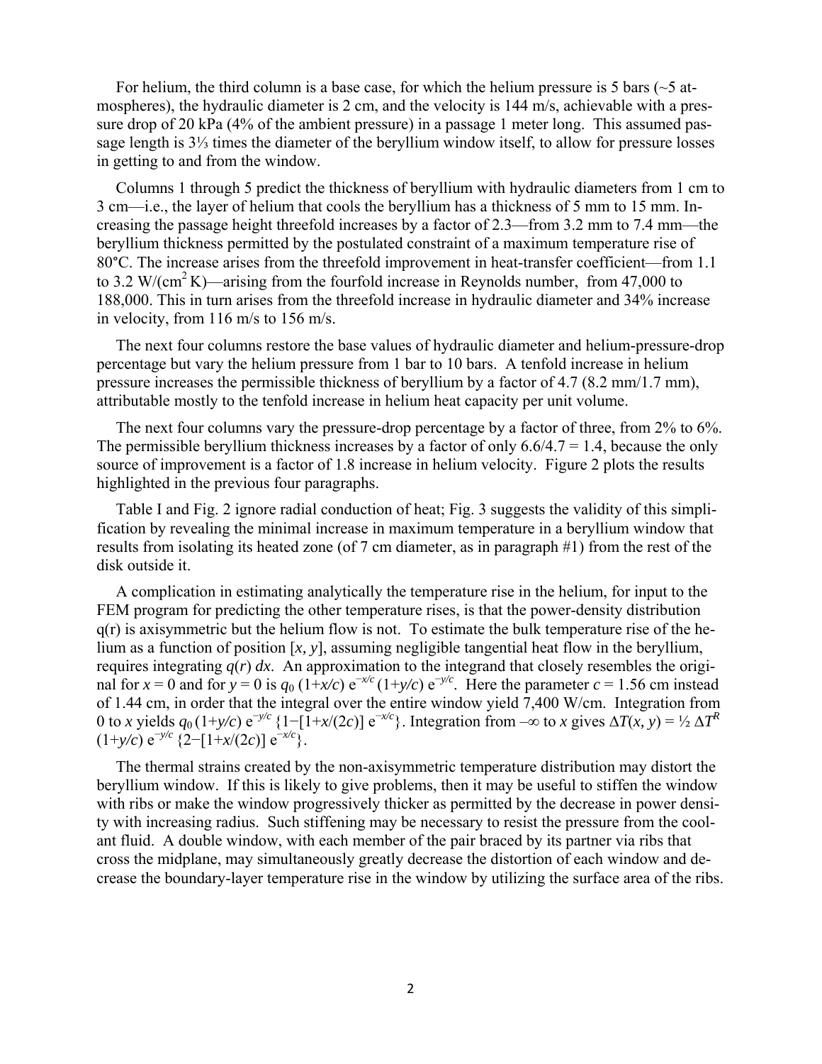For helium, the third column is a base case, for which the helium pressure is 5 bars (~5 atmospheres), the hydraulic diameter is 2 cm, and the velocity is 144 m/s, achievable with a pressure drop of 20 kPa (4% of the ambient pressure) in a passage 1 meter long. This assumed passage length is 3⅓ times the diameter of the beryllium window itself, to allow for pressure losses in getting to and from the window.

Columns 1 through 5 predict the thickness of beryllium with hydraulic diameters from 1 cm to 3 cm—i.e., the layer of helium that cools the beryllium has a thickness of 5 mm to 15 mm. Increasing the passage height threefold increases by a factor of 2.3—from 3.2 mm to 7.4 mm—the beryllium thickness permitted by the postulated constraint of a maximum temperature rise of 80°C. The increase arises from the threefold improvement in heat-transfer coefficient—from 1.1 to 3.2 W/(cm$^2$ K)—arising from the fourfold increase in Reynolds number, from 47,000 to 188,000. This in turn arises from the threefold increase in hydraulic diameter and 34% increase in velocity, from 116 m/s to 156 m/s.

The next four columns restore the base values of hydraulic diameter and helium-pressure-drop percentage but vary the helium pressure from 1 bar to 10 bars. A tenfold increase in helium pressure increases the permissible thickness of beryllium by a factor of 4.7 (8.2 mm/1.7 mm), attributable mostly to the tenfold increase in helium heat capacity per unit volume.

The next four columns vary the pressure-drop percentage by a factor of three, from 2% to 6%. The permissible beryllium thickness increases by a factor of only 6.6/4.7 = 1.4, because the only source of improvement is a factor of 1.8 increase in helium velocity. Figure 2 plots the results highlighted in the previous four paragraphs.

Table I and Fig. 2 ignore radial conduction of heat; Fig. 3 suggests the validity of this simplification by revealing the minimal increase in maximum temperature in a beryllium window that results from isolating its heated zone (of 7 cm diameter, as in paragraph #1) from the rest of the disk outside it.

A complication in estimating analytically the temperature rise in the helium, for input to the FEM program for predicting the other temperature rises, is that the power-density distribution q(r) is axisymmetric but the helium flow is not. To estimate the bulk temperature rise of the helium as a function of position $[x, y]$, assuming negligible tangential heat flow in the beryllium, requires integrating $q(r)\,dx$. An approximation to the integrand that closely resembles the original for $x = 0$ and for $y = 0$ is $q_0\,(1+x/c)\,e^{-x/c}\,(1+y/c)\,e^{-y/c}$. Here the parameter $c = 1.56$ cm instead of 1.44 cm, in order that the integral over the entire window yield 7,400 W/cm. Integration from 0 to $x$ yields $q_0\,(1+y/c)\,e^{-y/c}\,\{1-[1+x/(2c)]\,e^{-x/c}\}$. Integration from $-\infty$ to $x$ gives $\Delta T(x, y) = \tfrac{1}{2}\,\Delta T^R\,(1+y/c)\,e^{-y/c}\,\{2-[1+x/(2c)]\,e^{-x/c}\}$.

The thermal strains created by the non-axisymmetric temperature distribution may distort the beryllium window. If this is likely to give problems, then it may be useful to stiffen the window with ribs or make the window progressively thicker as permitted by the decrease in power density with increasing radius. Such stiffening may be necessary to resist the pressure from the coolant fluid. A double window, with each member of the pair braced by its partner via ribs that cross the midplane, may simultaneously greatly decrease the distortion of each window and decrease the boundary-layer temperature rise in the window by utilizing the surface area of the ribs.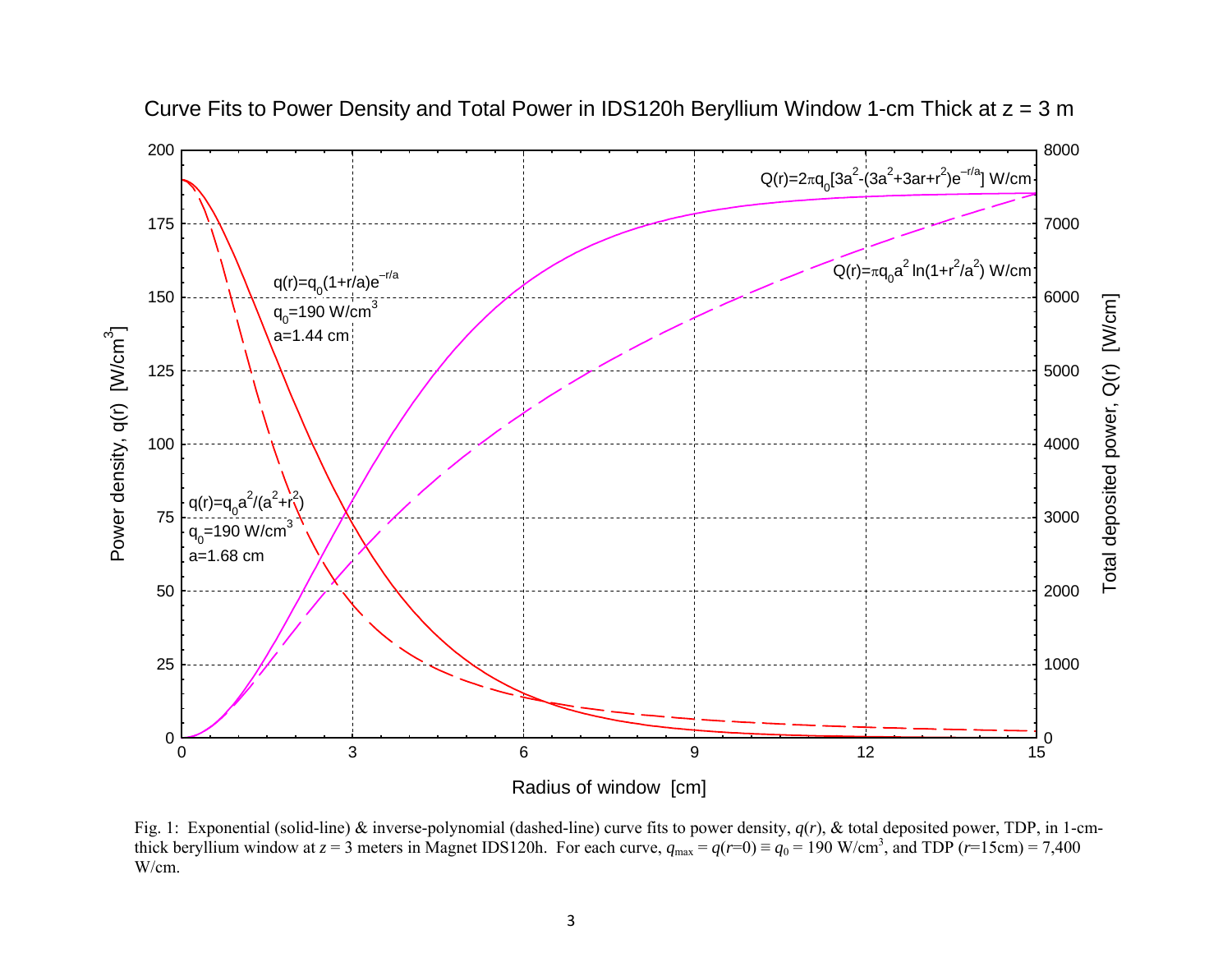Curve Fits to Power Density and Total Power in IDS120h Beryllium Window 1-cm Thick at z = 3 m

$Q(r)=2\pi q_0[3a^2-(3a^2+3ar+r^2)e^{-r/a}]$ W/cm

$Q(r)=\pi q_0 a^2 \ln(1+r^2/a^2)$ W/cm

$q(r)=q_0(1+r/a)e^{-r/a}$
$q_0$=190 W/cm$^3$
a=1.44 cm

$q(r)=q_0 a^2/(a^2+r^2)$
$q_0$=190 W/cm$^3$
a=1.68 cm

Power density, q(r) [W/cm$^3$]

Total deposited power, Q(r) [W/cm]

Radius of window [cm]

Fig. 1: Exponential (solid-line) & inverse-polynomial (dashed-line) curve fits to power density, $q(r)$, & total deposited power, TDP, in 1-cm-thick beryllium window at $z$ = 3 meters in Magnet IDS120h. For each curve, $q_{max} = q(r=0) \equiv q_0$ = 190 W/cm$^3$, and TDP ($r$=15cm) = 7,400 W/cm.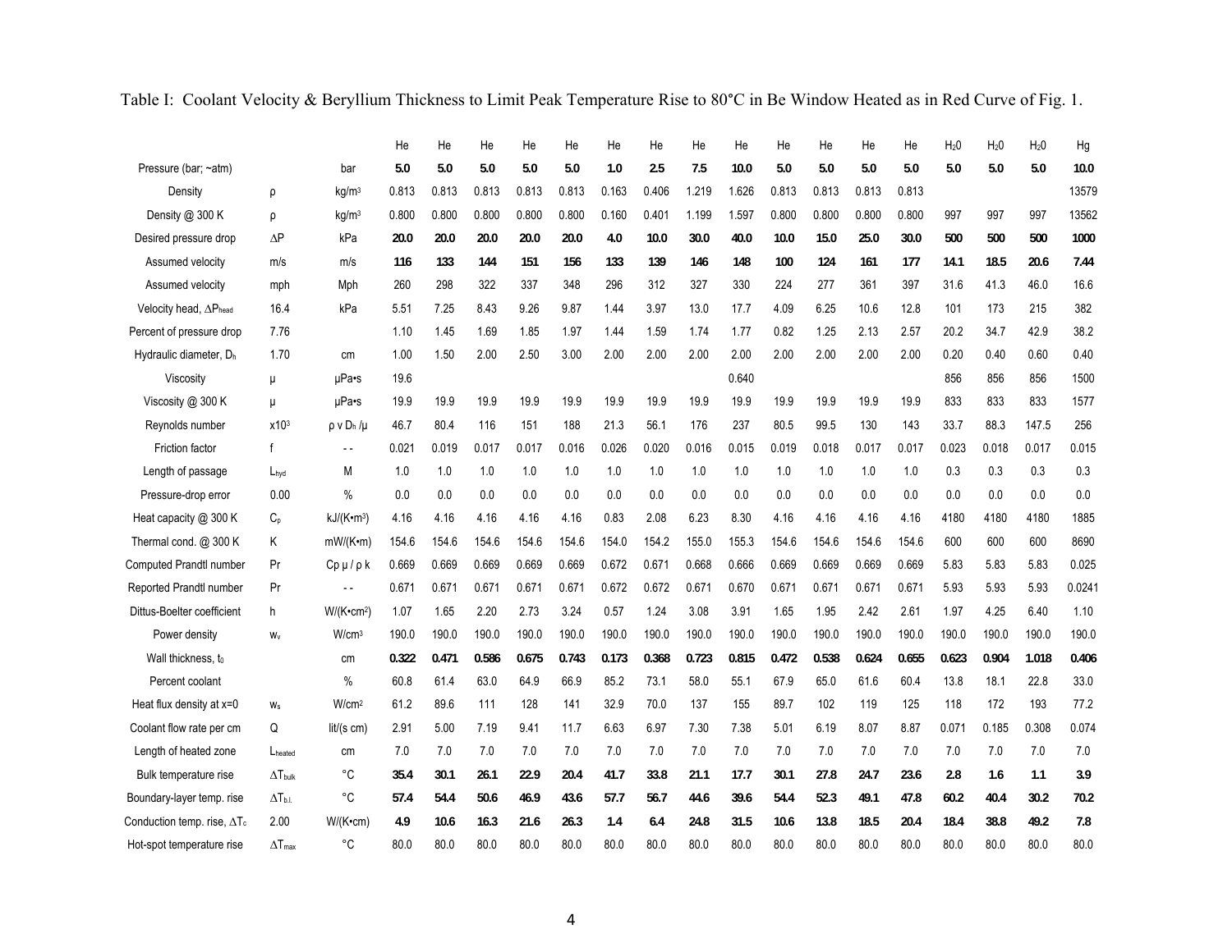Table I: Coolant Velocity & Beryllium Thickness to Limit Peak Temperature Rise to 80°C in Be Window Heated as in Red Curve of Fig. 1.

| | | | He | He | He | He | He | He | He | He | He | He | He | He | He | $H_2O$ | $H_2O$ | $H_2O$ | Hg |
|---|---|---|---|---|---|---|---|---|---|---|---|---|---|---|---|---|---|---|---|
| Pressure (bar; ~atm) | | bar | **5.0** | **5.0** | **5.0** | **5.0** | **5.0** | **1.0** | **2.5** | **7.5** | **10.0** | **5.0** | **5.0** | **5.0** | **5.0** | **5.0** | **5.0** | **5.0** | **10.0** |
| Density | $\rho$ | kg/m³ | 0.813 | 0.813 | 0.813 | 0.813 | 0.813 | 0.163 | 0.406 | 1.219 | 1.626 | 0.813 | 0.813 | 0.813 | 0.813 | | | | 13579 |
| Density @ 300 K | $\rho$ | kg/m³ | 0.800 | 0.800 | 0.800 | 0.800 | 0.800 | 0.160 | 0.401 | 1.199 | 1.597 | 0.800 | 0.800 | 0.800 | 0.800 | 997 | 997 | 997 | 13562 |
| Desired pressure drop | $\Delta P$ | kPa | **20.0** | **20.0** | **20.0** | **20.0** | **20.0** | **4.0** | **10.0** | **30.0** | **40.0** | **10.0** | **15.0** | **25.0** | **30.0** | **500** | **500** | **500** | **1000** |
| Assumed velocity | m/s | m/s | **116** | **133** | **144** | **151** | **156** | **133** | **139** | **146** | **148** | **100** | **124** | **161** | **177** | **14.1** | **18.5** | **20.6** | **7.44** |
| Assumed velocity | mph | Mph | 260 | 298 | 322 | 337 | 348 | 296 | 312 | 327 | 330 | 224 | 277 | 361 | 397 | 31.6 | 41.3 | 46.0 | 16.6 |
| Velocity head, $\Delta P_{head}$ | 16.4 | kPa | 5.51 | 7.25 | 8.43 | 9.26 | 9.87 | 1.44 | 3.97 | 13.0 | 17.7 | 4.09 | 6.25 | 10.6 | 12.8 | 101 | 173 | 215 | 382 |
| Percent of pressure drop | 7.76 | | 1.10 | 1.45 | 1.69 | 1.85 | 1.97 | 1.44 | 1.59 | 1.74 | 1.77 | 0.82 | 1.25 | 2.13 | 2.57 | 20.2 | 34.7 | 42.9 | 38.2 |
| Hydraulic diameter, $D_h$ | 1.70 | cm | 1.00 | 1.50 | 2.00 | 2.50 | 3.00 | 2.00 | 2.00 | 2.00 | 2.00 | 2.00 | 2.00 | 2.00 | 2.00 | 0.20 | 0.40 | 0.60 | 0.40 |
| Viscosity | $\mu$ | μPa•s | 19.6 | | | | | | | | 0.640 | | | | | 856 | 856 | 856 | 1500 |
| Viscosity @ 300 K | $\mu$ | μPa•s | 19.9 | 19.9 | 19.9 | 19.9 | 19.9 | 19.9 | 19.9 | 19.9 | 19.9 | 19.9 | 19.9 | 19.9 | 19.9 | 833 | 833 | 833 | 1577 |
| Reynolds number | $x10^3$ | $\rho$ v $D_h$ / $\mu$ | 46.7 | 80.4 | 116 | 151 | 188 | 21.3 | 56.1 | 176 | 237 | 80.5 | 99.5 | 130 | 143 | 33.7 | 88.3 | 147.5 | 256 |
| Friction factor | f | - - | 0.021 | 0.019 | 0.017 | 0.017 | 0.016 | 0.026 | 0.020 | 0.016 | 0.015 | 0.019 | 0.018 | 0.017 | 0.017 | 0.023 | 0.018 | 0.017 | 0.015 |
| Length of passage | $L_{hyd}$ | M | 1.0 | 1.0 | 1.0 | 1.0 | 1.0 | 1.0 | 1.0 | 1.0 | 1.0 | 1.0 | 1.0 | 1.0 | 1.0 | 0.3 | 0.3 | 0.3 | 0.3 |
| Pressure-drop error | 0.00 | % | 0.0 | 0.0 | 0.0 | 0.0 | 0.0 | 0.0 | 0.0 | 0.0 | 0.0 | 0.0 | 0.0 | 0.0 | 0.0 | 0.0 | 0.0 | 0.0 | 0.0 |
| Heat capacity @ 300 K | $C_p$ | kJ/(K•m³) | 4.16 | 4.16 | 4.16 | 4.16 | 4.16 | 0.83 | 2.08 | 6.23 | 8.30 | 4.16 | 4.16 | 4.16 | 4.16 | 4180 | 4180 | 4180 | 1885 |
| Thermal cond. @ 300 K | K | mW/(K•m) | 154.6 | 154.6 | 154.6 | 154.6 | 154.6 | 154.0 | 154.2 | 155.0 | 155.3 | 154.6 | 154.6 | 154.6 | 154.6 | 600 | 600 | 600 | 8690 |
| Computed Prandtl number | Pr | Cp $\mu$ / $\rho$ k | 0.669 | 0.669 | 0.669 | 0.669 | 0.669 | 0.672 | 0.671 | 0.668 | 0.666 | 0.669 | 0.669 | 0.669 | 0.669 | 5.83 | 5.83 | 5.83 | 0.025 |
| Reported Prandtl number | Pr | - - | 0.671 | 0.671 | 0.671 | 0.671 | 0.671 | 0.672 | 0.672 | 0.671 | 0.670 | 0.671 | 0.671 | 0.671 | 0.671 | 5.93 | 5.93 | 5.93 | 0.0241 |
| Dittus-Boelter coefficient | h | W/(K•cm²) | 1.07 | 1.65 | 2.20 | 2.73 | 3.24 | 0.57 | 1.24 | 3.08 | 3.91 | 1.65 | 1.95 | 2.42 | 2.61 | 1.97 | 4.25 | 6.40 | 1.10 |
| Power density | $w_v$ | W/cm³ | 190.0 | 190.0 | 190.0 | 190.0 | 190.0 | 190.0 | 190.0 | 190.0 | 190.0 | 190.0 | 190.0 | 190.0 | 190.0 | 190.0 | 190.0 | 190.0 | 190.0 |
| Wall thickness, $t_0$ | | cm | **0.322** | **0.471** | **0.586** | **0.675** | **0.743** | **0.173** | **0.368** | **0.723** | **0.815** | **0.472** | **0.538** | **0.624** | **0.655** | **0.623** | **0.904** | **1.018** | **0.406** |
| Percent coolant | | % | 60.8 | 61.4 | 63.0 | 64.9 | 66.9 | 85.2 | 73.1 | 58.0 | 55.1 | 67.9 | 65.0 | 61.6 | 60.4 | 13.8 | 18.1 | 22.8 | 33.0 |
| Heat flux density at x=0 | $w_s$ | W/cm² | 61.2 | 89.6 | 111 | 128 | 141 | 32.9 | 70.0 | 137 | 155 | 89.7 | 102 | 119 | 125 | 118 | 172 | 193 | 77.2 |
| Coolant flow rate per cm | Q | lit/(s cm) | 2.91 | 5.00 | 7.19 | 9.41 | 11.7 | 6.63 | 6.97 | 7.30 | 7.38 | 5.01 | 6.19 | 8.07 | 8.87 | 0.071 | 0.185 | 0.308 | 0.074 |
| Length of heated zone | $L_{heated}$ | cm | 7.0 | 7.0 | 7.0 | 7.0 | 7.0 | 7.0 | 7.0 | 7.0 | 7.0 | 7.0 | 7.0 | 7.0 | 7.0 | 7.0 | 7.0 | 7.0 | 7.0 |
| Bulk temperature rise | $\Delta T_{bulk}$ | °C | **35.4** | **30.1** | **26.1** | **22.9** | **20.4** | **41.7** | **33.8** | **21.1** | **17.7** | **30.1** | **27.8** | **24.7** | **23.6** | **2.8** | **1.6** | **1.1** | **3.9** |
| Boundary-layer temp. rise | $\Delta T_{b.l.}$ | °C | **57.4** | **54.4** | **50.6** | **46.9** | **43.6** | **57.7** | **56.7** | **44.6** | **39.6** | **54.4** | **52.3** | **49.1** | **47.8** | **60.2** | **40.4** | **30.2** | **70.2** |
| Conduction temp. rise, $\Delta T_c$ | 2.00 | W/(K•cm) | **4.9** | **10.6** | **16.3** | **21.6** | **26.3** | **1.4** | **6.4** | **24.8** | **31.5** | **10.6** | **13.8** | **18.5** | **20.4** | **18.4** | **38.8** | **49.2** | **7.8** |
| Hot-spot temperature rise | $\Delta T_{max}$ | °C | 80.0 | 80.0 | 80.0 | 80.0 | 80.0 | 80.0 | 80.0 | 80.0 | 80.0 | 80.0 | 80.0 | 80.0 | 80.0 | 80.0 | 80.0 | 80.0 | 80.0 |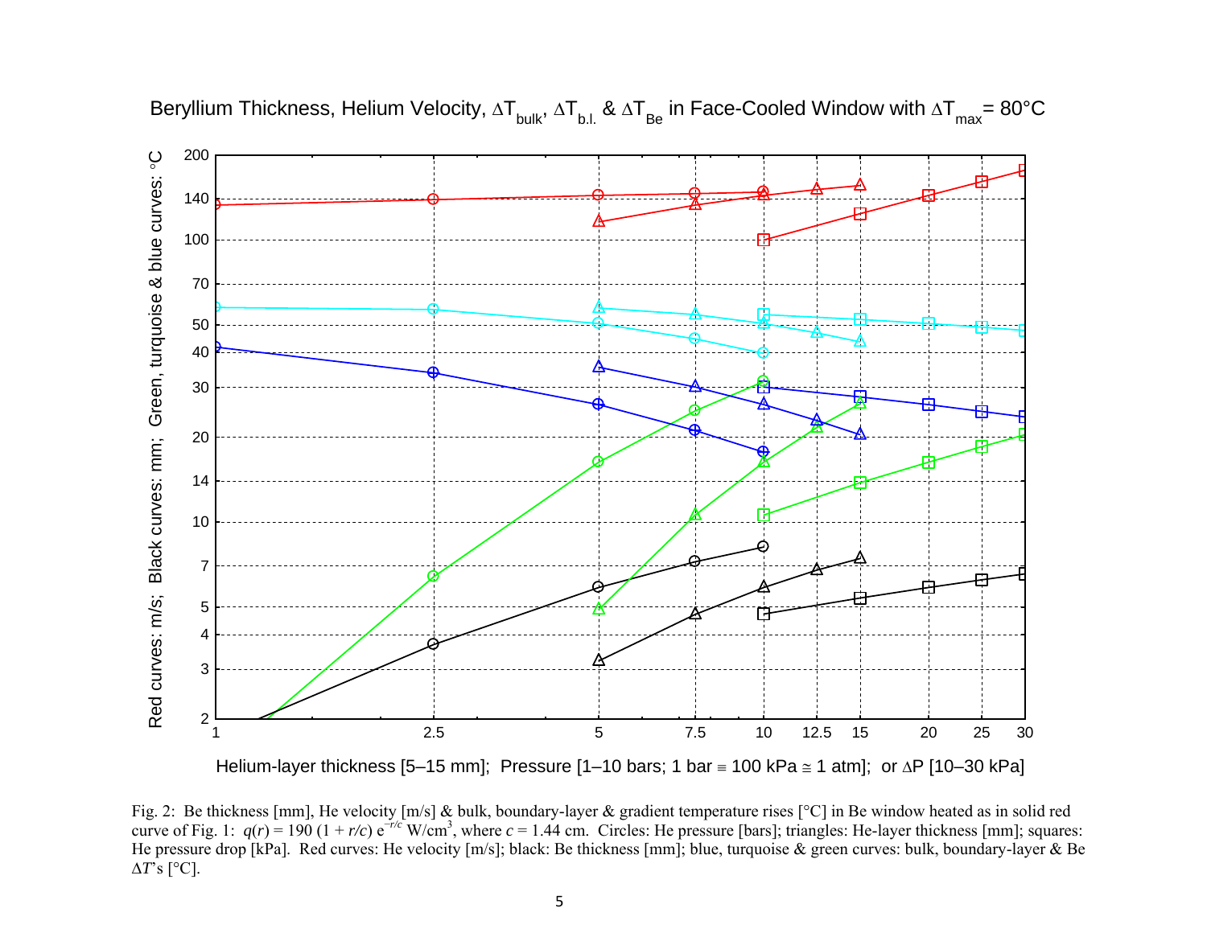Fig. 2: Be thickness [mm], He velocity [m/s] & bulk, boundary-layer & gradient temperature rises [°C] in Be window heated as in solid red curve of Fig. 1: $q(r) = 190\,(1 + r/c)\,e^{-r/c}$ W/cm$^3$, where $c = 1.44$ cm. Circles: He pressure [bars]; triangles: He-layer thickness [mm]; squares: He pressure drop [kPa]. Red curves: He velocity [m/s]; black: Be thickness [mm]; blue, turquoise & green curves: bulk, boundary-layer & Be $\Delta T$'s [°C].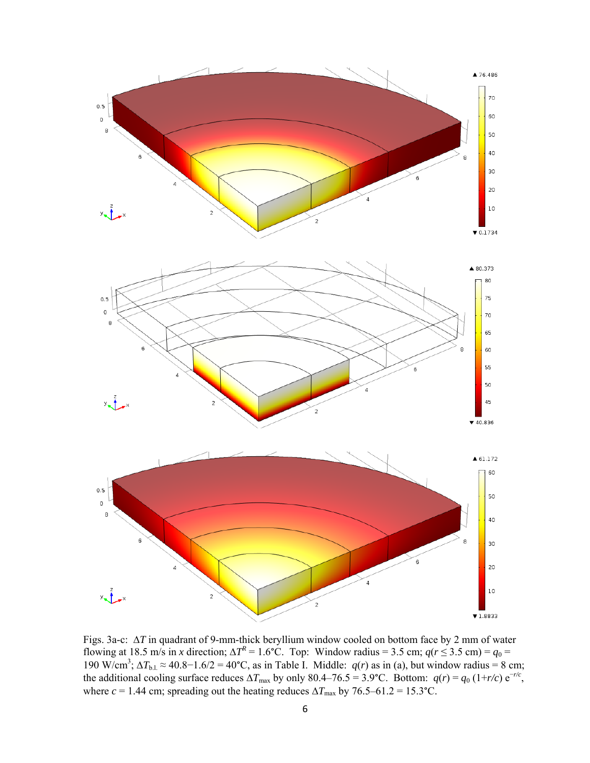Figs. 3a-c: $\Delta T$ in quadrant of 9-mm-thick beryllium window cooled on bottom face by 2 mm of water flowing at 18.5 m/s in $x$ direction; $\Delta T^R = 1.6$°C. Top: Window radius = 3.5 cm; $q(r \leq 3.5 \text{ cm}) = q_0 = 190$ W/cm$^3$; $\Delta T_{\text{b.l.}} \approx 40.8-1.6/2 = 40$°C, as in Table I. Middle: $q(r)$ as in (a), but window radius = 8 cm; the additional cooling surface reduces $\Delta T_{\max}$ by only 80.4–76.5 = 3.9°C. Bottom: $q(r) = q_0\,(1+r/c)\,e^{-r/c}$, where $c = 1.44$ cm; spreading out the heating reduces $\Delta T_{\max}$ by 76.5–61.2 = 15.3°C.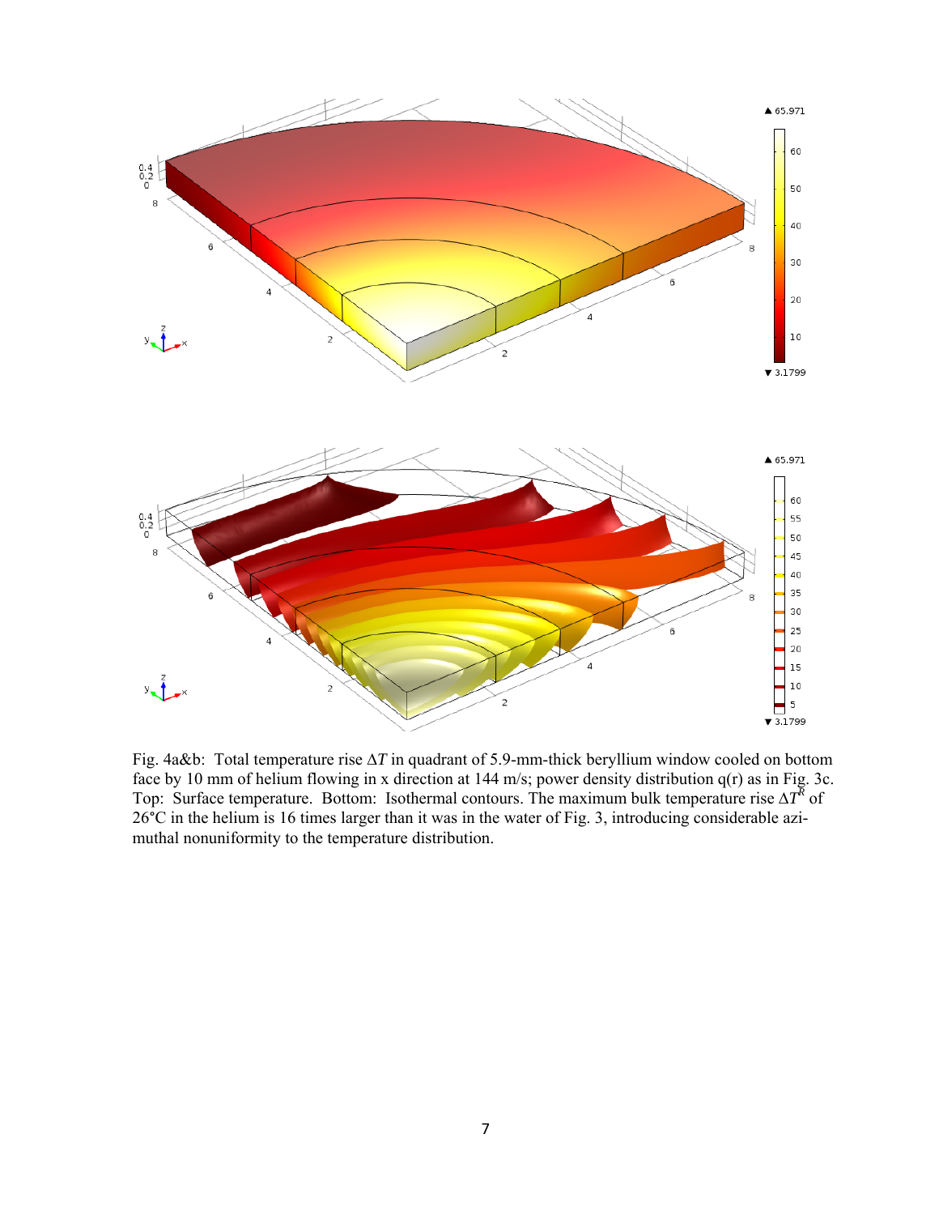▲ 65.971

60
50
40
30
20
10

▼ 3.1799

▲ 65.971

60
55
50
45
40
35
30
25
20
15
10
5

▼ 3.1799

Fig. 4a&b: Total temperature rise $\Delta T$ in quadrant of 5.9-mm-thick beryllium window cooled on bottom face by 10 mm of helium flowing in x direction at 144 m/s; power density distribution q(r) as in Fig. 3c. Top: Surface temperature. Bottom: Isothermal contours. The maximum bulk temperature rise $\Delta T^R$ of 26°C in the helium is 16 times larger than it was in the water of Fig. 3, introducing considerable azimuthal nonuniformity to the temperature distribution.